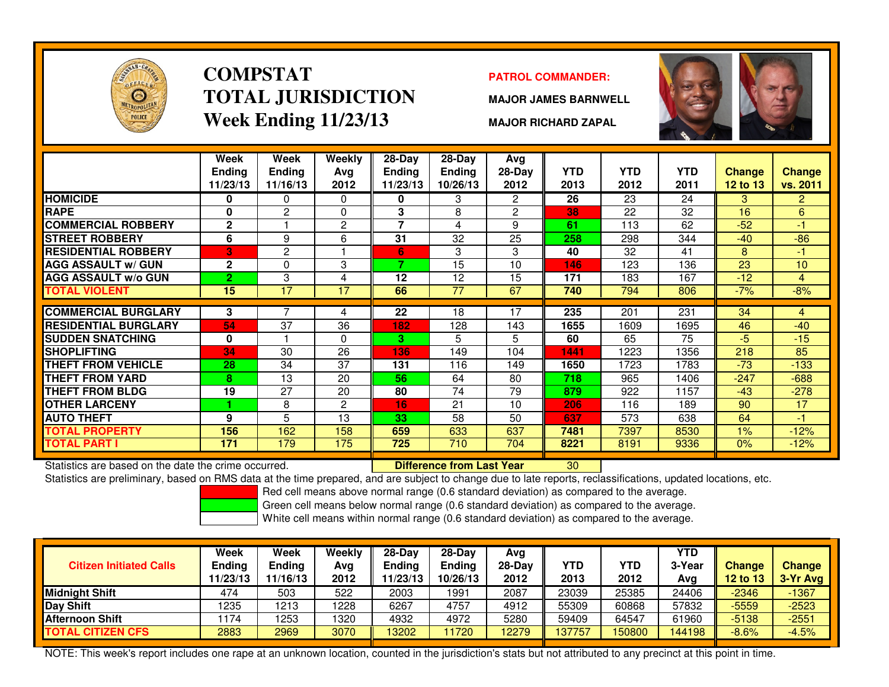# COMPSTAT TOTAL JURISDICTION Week Ending 11/23/13

**PATROL COMMANDER:**

**MAJOR JAMES BARNWELL**

**MAJOR RICHARD ZAPAL**

| | Week Ending 11/23/13 | Week Ending 11/16/13 | Weekly Avg 2012 | 28-Day Ending 11/23/13 | 28-Day Ending 10/26/13 | Avg 28-Day 2012 | YTD 2013 | YTD 2012 | YTD 2011 | Change 12 to 13 | Change vs. 2011 |
|---|---|---|---|---|---|---|---|---|---|---|---|
| **HOMICIDE** | 0 | 0 | 0 | 0 | 3 | 2 | 26 | 23 | 24 | 3 | 2 |
| **RAPE** | 0 | 2 | 0 | 3 | 8 | 2 | 38 | 22 | 32 | 16 | 6 |
| **COMMERCIAL ROBBERY** | 2 | 1 | 2 | 7 | 4 | 9 | 61 | 113 | 62 | -52 | -1 |
| **STREET ROBBERY** | 6 | 9 | 6 | 31 | 32 | 25 | 258 | 298 | 344 | -40 | -86 |
| **RESIDENTIAL ROBBERY** | 3 | 2 | 1 | 6 | 3 | 3 | 40 | 32 | 41 | 8 | -1 |
| **AGG ASSAULT w/ GUN** | 2 | 0 | 3 | 7 | 15 | 10 | 146 | 123 | 136 | 23 | 10 |
| **AGG ASSAULT w/o GUN** | 2 | 3 | 4 | 12 | 12 | 15 | 171 | 183 | 167 | -12 | 4 |
| **TOTAL VIOLENT** | 15 | 17 | 17 | 66 | 77 | 67 | 740 | 794 | 806 | -7% | -8% |
| **COMMERCIAL BURGLARY** | 3 | 7 | 4 | 22 | 18 | 17 | 235 | 201 | 231 | 34 | 4 |
| **RESIDENTIAL BURGLARY** | 54 | 37 | 36 | 182 | 128 | 143 | 1655 | 1609 | 1695 | 46 | -40 |
| **SUDDEN SNATCHING** | 0 | 1 | 0 | 3 | 5 | 5 | 60 | 65 | 75 | -5 | -15 |
| **SHOPLIFTING** | 34 | 30 | 26 | 136 | 149 | 104 | 1441 | 1223 | 1356 | 218 | 85 |
| **THEFT FROM VEHICLE** | 28 | 34 | 37 | 131 | 116 | 149 | 1650 | 1723 | 1783 | -73 | -133 |
| **THEFT FROM YARD** | 8 | 13 | 20 | 56 | 64 | 80 | 718 | 965 | 1406 | -247 | -688 |
| **THEFT FROM BLDG** | 19 | 27 | 20 | 80 | 74 | 79 | 879 | 922 | 1157 | -43 | -278 |
| **OTHER LARCENY** | 1 | 8 | 2 | 16 | 21 | 10 | 206 | 116 | 189 | 90 | 17 |
| **AUTO THEFT** | 9 | 5 | 13 | 33 | 58 | 50 | 637 | 573 | 638 | 64 | -1 |
| **TOTAL PROPERTY** | 156 | 162 | 158 | 659 | 633 | 637 | 7481 | 7397 | 8530 | 1% | -12% |
| **TOTAL PART I** | 171 | 179 | 175 | 725 | 710 | 704 | 8221 | 8191 | 9336 | 0% | -12% |

Statistics are based on the date the crime occurred. **Difference from Last Year** 30

Statistics are preliminary, based on RMS data at the time prepared, and are subject to change due to late reports, reclassifications, updated locations, etc.

Red cell means above normal range (0.6 standard deviation) as compared to the average.

Green cell means below normal range (0.6 standard deviation) as compared to the average.

White cell means within normal range (0.6 standard deviation) as compared to the average.

| Citizen Initiated Calls | Week Ending 11/23/13 | Week Ending 11/16/13 | Weekly Avg 2012 | 28-Day Ending 11/23/13 | 28-Day Ending 10/26/13 | Avg 28-Day 2012 | YTD 2013 | YTD 2012 | YTD 3-Year Avg | Change 12 to 13 | Change 3-Yr Avg |
|---|---|---|---|---|---|---|---|---|---|---|---|
| **Midnight Shift** | 474 | 503 | 522 | 2003 | 1991 | 2087 | 23039 | 25385 | 24406 | -2346 | -1367 |
| **Day Shift** | 1235 | 1213 | 1228 | 6267 | 4757 | 4912 | 55309 | 60868 | 57832 | -5559 | -2523 |
| **Afternoon Shift** | 1174 | 1253 | 1320 | 4932 | 4972 | 5280 | 59409 | 64547 | 61960 | -5138 | -2551 |
| **TOTAL CITIZEN CFS** | 2883 | 2969 | 3070 | 13202 | 11720 | 12279 | 137757 | 150800 | 144198 | -8.6% | -4.5% |

NOTE: This week's report includes one rape at an unknown location, counted in the jurisdiction's stats but not attributed to any precinct at this point in time.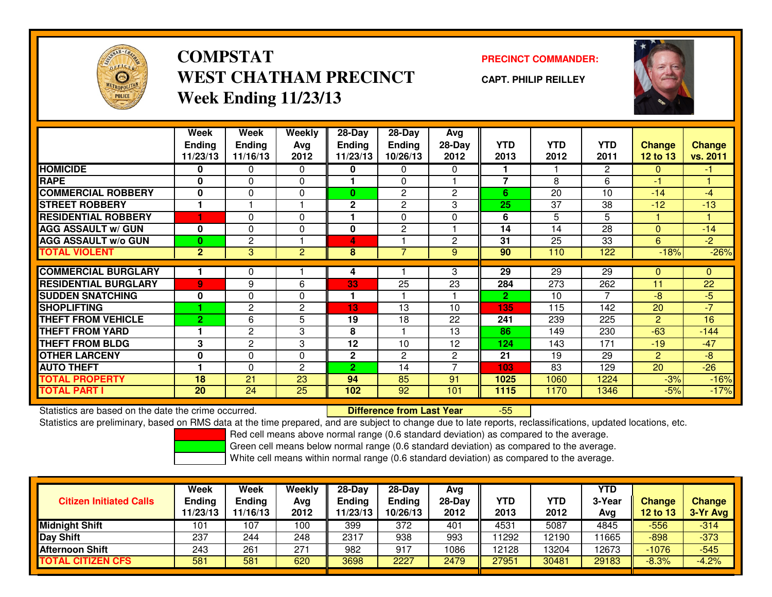# COMPSTAT
# WEST CHATHAM PRECINCT
## Week Ending 11/23/13

**PRECINCT COMMANDER:**

**CAPT. PHILIP REILLEY**

| | Week Ending 11/23/13 | Week Ending 11/16/13 | Weekly Avg 2012 | 28-Day Ending 11/23/13 | 28-Day Ending 10/26/13 | Avg 28-Day 2012 | YTD 2013 | YTD 2012 | YTD 2011 | Change 12 to 13 | Change vs. 2011 |
|---|---|---|---|---|---|---|---|---|---|---|---|
| **HOMICIDE** | 0 | 0 | 0 | 0 | 0 | 0 | 1 | 1 | 2 | 0 | -1 |
| **RAPE** | 0 | 0 | 0 | 1 | 0 | 1 | 7 | 8 | 6 | -1 | 1 |
| **COMMERCIAL ROBBERY** | 0 | 0 | 0 | 0 | 2 | 2 | 6 | 20 | 10 | -14 | -4 |
| **STREET ROBBERY** | 1 | 1 | 1 | 2 | 2 | 3 | 25 | 37 | 38 | -12 | -13 |
| **RESIDENTIAL ROBBERY** | 1 | 0 | 0 | 1 | 0 | 0 | 6 | 5 | 5 | 1 | 1 |
| **AGG ASSAULT w/ GUN** | 0 | 0 | 0 | 0 | 2 | 1 | 14 | 14 | 28 | 0 | -14 |
| **AGG ASSAULT w/o GUN** | 0 | 2 | 1 | 4 | 1 | 2 | 31 | 25 | 33 | 6 | -2 |
| **TOTAL VIOLENT** | 2 | 3 | 2 | 8 | 7 | 9 | 90 | 110 | 122 | -18% | -26% |
| **COMMERCIAL BURGLARY** | 1 | 0 | 1 | 4 | 1 | 3 | 29 | 29 | 29 | 0 | 0 |
| **RESIDENTIAL BURGLARY** | 9 | 9 | 6 | 33 | 25 | 23 | 284 | 273 | 262 | 11 | 22 |
| **SUDDEN SNATCHING** | 0 | 0 | 0 | 1 | 1 | 1 | 2 | 10 | 7 | -8 | -5 |
| **SHOPLIFTING** | 1 | 2 | 2 | 13 | 13 | 10 | 135 | 115 | 142 | 20 | -7 |
| **THEFT FROM VEHICLE** | 2 | 6 | 5 | 19 | 18 | 22 | 241 | 239 | 225 | 2 | 16 |
| **THEFT FROM YARD** | 1 | 2 | 3 | 8 | 1 | 13 | 86 | 149 | 230 | -63 | -144 |
| **THEFT FROM BLDG** | 3 | 2 | 3 | 12 | 10 | 12 | 124 | 143 | 171 | -19 | -47 |
| **OTHER LARCENY** | 0 | 0 | 0 | 2 | 2 | 2 | 21 | 19 | 29 | 2 | -8 |
| **AUTO THEFT** | 1 | 0 | 2 | 2 | 14 | 7 | 103 | 83 | 129 | 20 | -26 |
| **TOTAL PROPERTY** | 18 | 21 | 23 | 94 | 85 | 91 | 1025 | 1060 | 1224 | -3% | -16% |
| **TOTAL PART I** | 20 | 24 | 25 | 102 | 92 | 101 | 1115 | 1170 | 1346 | -5% | -17% |

Statistics are based on the date the crime occurred. **Difference from Last Year** -55

Statistics are preliminary, based on RMS data at the time prepared, and are subject to change due to late reports, reclassifications, updated locations, etc.

Red cell means above normal range (0.6 standard deviation) as compared to the average.
Green cell means below normal range (0.6 standard deviation) as compared to the average.
White cell means within normal range (0.6 standard deviation) as compared to the average.

| Citizen Initiated Calls | Week Ending 11/23/13 | Week Ending 11/16/13 | Weekly Avg 2012 | 28-Day Ending 11/23/13 | 28-Day Ending 10/26/13 | Avg 28-Day 2012 | YTD 2013 | YTD 2012 | YTD 3-Year Avg | Change 12 to 13 | Change 3-Yr Avg |
|---|---|---|---|---|---|---|---|---|---|---|---|
| **Midnight Shift** | 101 | 107 | 100 | 399 | 372 | 401 | 4531 | 5087 | 4845 | -556 | -314 |
| **Day Shift** | 237 | 244 | 248 | 2317 | 938 | 993 | 11292 | 12190 | 11665 | -898 | -373 |
| **Afternoon Shift** | 243 | 261 | 271 | 982 | 917 | 1086 | 12128 | 13204 | 12673 | -1076 | -545 |
| **TOTAL CITIZEN CFS** | 581 | 581 | 620 | 3698 | 2227 | 2479 | 27951 | 30481 | 29183 | -8.3% | -4.2% |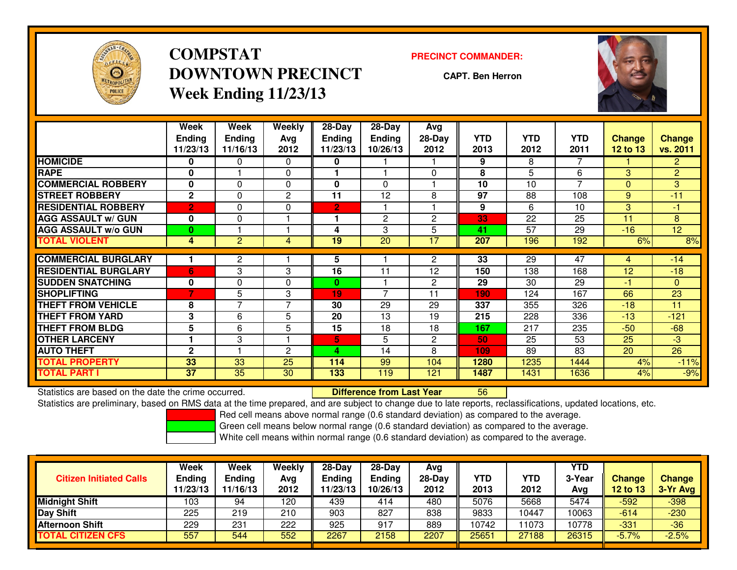# COMPSTAT
# DOWNTOWN PRECINCT
## Week Ending 11/23/13

**PRECINCT COMMANDER:**

**CAPT. Ben Herron**

| | Week Ending 11/23/13 | Week Ending 11/16/13 | Weekly Avg 2012 | 28-Day Ending 11/23/13 | 28-Day Ending 10/26/13 | Avg 28-Day 2012 | YTD 2013 | YTD 2012 | YTD 2011 | Change 12 to 13 | Change vs. 2011 |
|---|---|---|---|---|---|---|---|---|---|---|---|
| HOMICIDE | 0 | 0 | 0 | 0 | 1 | 1 | 9 | 8 | 7 | 1 | 2 |
| RAPE | 0 | 1 | 0 | 1 | 1 | 0 | 8 | 5 | 6 | 3 | 2 |
| COMMERCIAL ROBBERY | 0 | 0 | 0 | 0 | 0 | 1 | 10 | 10 | 7 | 0 | 3 |
| STREET ROBBERY | 2 | 0 | 2 | 11 | 12 | 8 | 97 | 88 | 108 | 9 | -11 |
| RESIDENTIAL ROBBERY | 2 | 0 | 0 | 2 | 1 | 1 | 9 | 6 | 10 | 3 | -1 |
| AGG ASSAULT w/ GUN | 0 | 0 | 1 | 1 | 2 | 2 | 33 | 22 | 25 | 11 | 8 |
| AGG ASSAULT w/o GUN | 0 | 1 | 1 | 4 | 3 | 5 | 41 | 57 | 29 | -16 | 12 |
| TOTAL VIOLENT | 4 | 2 | 4 | 19 | 20 | 17 | 207 | 196 | 192 | 6% | 8% |
| COMMERCIAL BURGLARY | 1 | 2 | 1 | 5 | 1 | 2 | 33 | 29 | 47 | 4 | -14 |
| RESIDENTIAL BURGLARY | 6 | 3 | 3 | 16 | 11 | 12 | 150 | 138 | 168 | 12 | -18 |
| SUDDEN SNATCHING | 0 | 0 | 0 | 0 | 1 | 2 | 29 | 30 | 29 | -1 | 0 |
| SHOPLIFTING | 7 | 5 | 3 | 19 | 7 | 11 | 190 | 124 | 167 | 66 | 23 |
| THEFT FROM VEHICLE | 8 | 7 | 7 | 30 | 29 | 29 | 337 | 355 | 326 | -18 | 11 |
| THEFT FROM YARD | 3 | 6 | 5 | 20 | 13 | 19 | 215 | 228 | 336 | -13 | -121 |
| THEFT FROM BLDG | 5 | 6 | 5 | 15 | 18 | 18 | 167 | 217 | 235 | -50 | -68 |
| OTHER LARCENY | 1 | 3 | 1 | 5 | 5 | 2 | 50 | 25 | 53 | 25 | -3 |
| AUTO THEFT | 2 | 1 | 2 | 4 | 14 | 8 | 109 | 89 | 83 | 20 | 26 |
| TOTAL PROPERTY | 33 | 33 | 25 | 114 | 99 | 104 | 1280 | 1235 | 1444 | 4% | -11% |
| TOTAL PART I | 37 | 35 | 30 | 133 | 119 | 121 | 1487 | 1431 | 1636 | 4% | -9% |

Statistics are based on the date the crime occurred.

**Difference from Last Year** 56

Statistics are preliminary, based on RMS data at the time prepared, and are subject to change due to late reports, reclassifications, updated locations, etc.

Red cell means above normal range (0.6 standard deviation) as compared to the average.

Green cell means below normal range (0.6 standard deviation) as compared to the average.

White cell means within normal range (0.6 standard deviation) as compared to the average.

| Citizen Initiated Calls | Week Ending 11/23/13 | Week Ending 11/16/13 | Weekly Avg 2012 | 28-Day Ending 11/23/13 | 28-Day Ending 10/26/13 | Avg 28-Day 2012 | YTD 2013 | YTD 2012 | YTD 3-Year Avg | Change 12 to 13 | Change 3-Yr Avg |
|---|---|---|---|---|---|---|---|---|---|---|---|
| Midnight Shift | 103 | 94 | 120 | 439 | 414 | 480 | 5076 | 5668 | 5474 | -592 | -398 |
| Day Shift | 225 | 219 | 210 | 903 | 827 | 838 | 9833 | 10447 | 10063 | -614 | -230 |
| Afternoon Shift | 229 | 231 | 222 | 925 | 917 | 889 | 10742 | 11073 | 10778 | -331 | -36 |
| TOTAL CITIZEN CFS | 557 | 544 | 552 | 2267 | 2158 | 2207 | 25651 | 27188 | 26315 | -5.7% | -2.5% |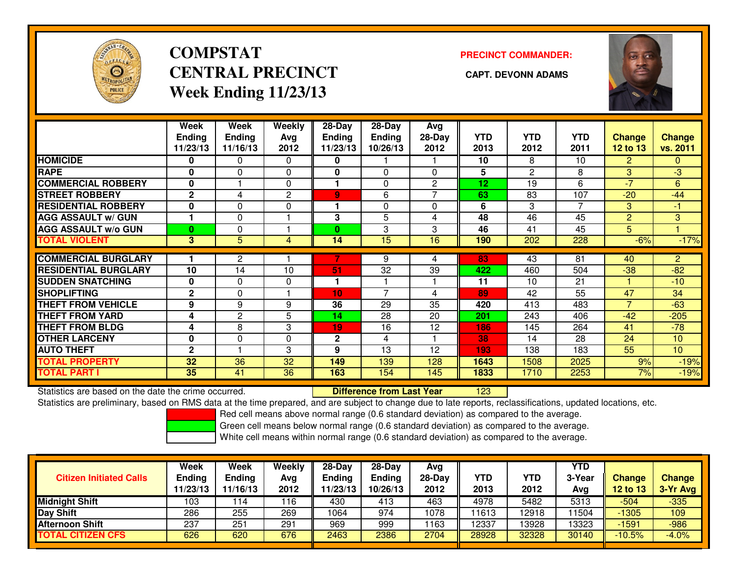# COMPSTAT
# CENTRAL PRECINCT
## Week Ending 11/23/13

**PRECINCT COMMANDER:**

**CAPT. DEVONN ADAMS**

| | Week Ending 11/23/13 | Week Ending 11/16/13 | Weekly Avg 2012 | 28-Day Ending 11/23/13 | 28-Day Ending 10/26/13 | Avg 28-Day 2012 | YTD 2013 | YTD 2012 | YTD 2011 | Change 12 to 13 | Change vs. 2011 |
|---|---|---|---|---|---|---|---|---|---|---|---|
| HOMICIDE | 0 | 0 | 0 | 0 | 1 | 1 | 10 | 8 | 10 | 2 | 0 |
| RAPE | 0 | 0 | 0 | 0 | 0 | 0 | 5 | 2 | 8 | 3 | -3 |
| COMMERCIAL ROBBERY | 0 | 1 | 0 | 1 | 0 | 2 | 12 | 19 | 6 | -7 | 6 |
| STREET ROBBERY | 2 | 4 | 2 | 9 | 6 | 7 | 63 | 83 | 107 | -20 | -44 |
| RESIDENTIAL ROBBERY | 0 | 0 | 0 | 1 | 0 | 0 | 6 | 3 | 7 | 3 | -1 |
| AGG ASSAULT w/ GUN | 1 | 0 | 1 | 3 | 5 | 4 | 48 | 46 | 45 | 2 | 3 |
| AGG ASSAULT w/o GUN | 0 | 0 | 1 | 0 | 3 | 3 | 46 | 41 | 45 | 5 | 1 |
| TOTAL VIOLENT | 3 | 5 | 4 | 14 | 15 | 16 | 190 | 202 | 228 | -6% | -17% |
| COMMERCIAL BURGLARY | 1 | 2 | 1 | 7 | 9 | 4 | 83 | 43 | 81 | 40 | 2 |
| RESIDENTIAL BURGLARY | 10 | 14 | 10 | 51 | 32 | 39 | 422 | 460 | 504 | -38 | -82 |
| SUDDEN SNATCHING | 0 | 0 | 0 | 1 | 1 | 1 | 11 | 10 | 21 | 1 | -10 |
| SHOPLIFTING | 2 | 0 | 1 | 10 | 7 | 4 | 89 | 42 | 55 | 47 | 34 |
| THEFT FROM VEHICLE | 9 | 9 | 9 | 36 | 29 | 35 | 420 | 413 | 483 | 7 | -63 |
| THEFT FROM YARD | 4 | 2 | 5 | 14 | 28 | 20 | 201 | 243 | 406 | -42 | -205 |
| THEFT FROM BLDG | 4 | 8 | 3 | 19 | 16 | 12 | 186 | 145 | 264 | 41 | -78 |
| OTHER LARCENY | 0 | 0 | 0 | 2 | 4 | 1 | 38 | 14 | 28 | 24 | 10 |
| AUTO THEFT | 2 | 1 | 3 | 9 | 13 | 12 | 193 | 138 | 183 | 55 | 10 |
| TOTAL PROPERTY | 32 | 36 | 32 | 149 | 139 | 128 | 1643 | 1508 | 2025 | 9% | -19% |
| TOTAL PART I | 35 | 41 | 36 | 163 | 154 | 145 | 1833 | 1710 | 2253 | 7% | -19% |

Statistics are based on the date the crime occurred. **Difference from Last Year** 123

Statistics are preliminary, based on RMS data at the time prepared, and are subject to change due to late reports, reclassifications, updated locations, etc.

Red cell means above normal range (0.6 standard deviation) as compared to the average.
Green cell means below normal range (0.6 standard deviation) as compared to the average.
White cell means within normal range (0.6 standard deviation) as compared to the average.

| Citizen Initiated Calls | Week Ending 11/23/13 | Week Ending 11/16/13 | Weekly Avg 2012 | 28-Day Ending 11/23/13 | 28-Day Ending 10/26/13 | Avg 28-Day 2012 | YTD 2013 | YTD 2012 | YTD 3-Year Avg | Change 12 to 13 | Change 3-Yr Avg |
|---|---|---|---|---|---|---|---|---|---|---|---|
| Midnight Shift | 103 | 114 | 116 | 430 | 413 | 463 | 4978 | 5482 | 5313 | -504 | -335 |
| Day Shift | 286 | 255 | 269 | 1064 | 974 | 1078 | 11613 | 12918 | 11504 | -1305 | 109 |
| Afternoon Shift | 237 | 251 | 291 | 969 | 999 | 1163 | 12337 | 13928 | 13323 | -1591 | -986 |
| TOTAL CITIZEN CFS | 626 | 620 | 676 | 2463 | 2386 | 2704 | 28928 | 32328 | 30140 | -10.5% | -4.0% |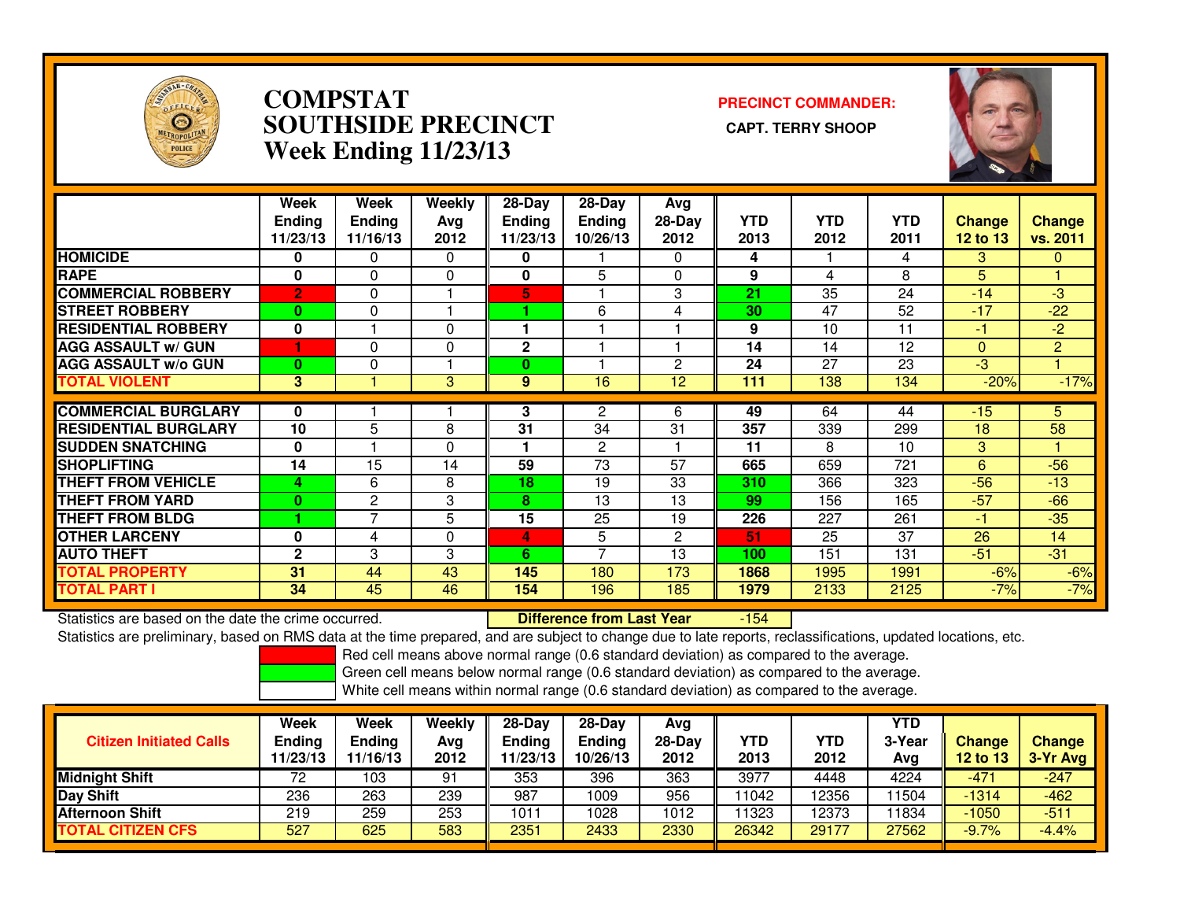# COMPSTAT
# SOUTHSIDE PRECINCT
# Week Ending 11/23/13

**PRECINCT COMMANDER:**

**CAPT. TERRY SHOOP**

| | Week Ending 11/23/13 | Week Ending 11/16/13 | Weekly Avg 2012 | 28-Day Ending 11/23/13 | 28-Day Ending 10/26/13 | Avg 28-Day 2012 | YTD 2013 | YTD 2012 | YTD 2011 | Change 12 to 13 | Change vs. 2011 |
|---|---|---|---|---|---|---|---|---|---|---|---|
| HOMICIDE | 0 | 0 | 0 | 0 | 1 | 0 | 4 | 1 | 4 | 3 | 0 |
| RAPE | 0 | 0 | 0 | 0 | 5 | 0 | 9 | 4 | 8 | 5 | 1 |
| COMMERCIAL ROBBERY | 2 | 0 | 1 | 5 | 1 | 3 | 21 | 35 | 24 | -14 | -3 |
| STREET ROBBERY | 0 | 0 | 1 | 1 | 6 | 4 | 30 | 47 | 52 | -17 | -22 |
| RESIDENTIAL ROBBERY | 0 | 1 | 0 | 1 | 1 | 1 | 9 | 10 | 11 | -1 | -2 |
| AGG ASSAULT w/ GUN | 1 | 0 | 0 | 2 | 1 | 1 | 14 | 14 | 12 | 0 | 2 |
| AGG ASSAULT w/o GUN | 0 | 0 | 1 | 0 | 1 | 2 | 24 | 27 | 23 | -3 | 1 |
| TOTAL VIOLENT | 3 | 1 | 3 | 9 | 16 | 12 | 111 | 138 | 134 | -20% | -17% |
| COMMERCIAL BURGLARY | 0 | 1 | 1 | 3 | 2 | 6 | 49 | 64 | 44 | -15 | 5 |
| RESIDENTIAL BURGLARY | 10 | 5 | 8 | 31 | 34 | 31 | 357 | 339 | 299 | 18 | 58 |
| SUDDEN SNATCHING | 0 | 1 | 0 | 1 | 2 | 1 | 11 | 8 | 10 | 3 | 1 |
| SHOPLIFTING | 14 | 15 | 14 | 59 | 73 | 57 | 665 | 659 | 721 | 6 | -56 |
| THEFT FROM VEHICLE | 4 | 6 | 8 | 18 | 19 | 33 | 310 | 366 | 323 | -56 | -13 |
| THEFT FROM YARD | 0 | 2 | 3 | 8 | 13 | 13 | 99 | 156 | 165 | -57 | -66 |
| THEFT FROM BLDG | 1 | 7 | 5 | 15 | 25 | 19 | 226 | 227 | 261 | -1 | -35 |
| OTHER LARCENY | 0 | 4 | 0 | 4 | 5 | 2 | 51 | 25 | 37 | 26 | 14 |
| AUTO THEFT | 2 | 3 | 3 | 6 | 7 | 13 | 100 | 151 | 131 | -51 | -31 |
| TOTAL PROPERTY | 31 | 44 | 43 | 145 | 180 | 173 | 1868 | 1995 | 1991 | -6% | -6% |
| TOTAL PART I | 34 | 45 | 46 | 154 | 196 | 185 | 1979 | 2133 | 2125 | -7% | -7% |

Statistics are based on the date the crime occurred. **Difference from Last Year** -154

Statistics are preliminary, based on RMS data at the time prepared, and are subject to change due to late reports, reclassifications, updated locations, etc.

Red cell means above normal range (0.6 standard deviation) as compared to the average.
Green cell means below normal range (0.6 standard deviation) as compared to the average.
White cell means within normal range (0.6 standard deviation) as compared to the average.

| Citizen Initiated Calls | Week Ending 11/23/13 | Week Ending 11/16/13 | Weekly Avg 2012 | 28-Day Ending 11/23/13 | 28-Day Ending 10/26/13 | Avg 28-Day 2012 | YTD 2013 | YTD 2012 | YTD 3-Year Avg | Change 12 to 13 | Change 3-Yr Avg |
|---|---|---|---|---|---|---|---|---|---|---|---|
| Midnight Shift | 72 | 103 | 91 | 353 | 396 | 363 | 3977 | 4448 | 4224 | -471 | -247 |
| Day Shift | 236 | 263 | 239 | 987 | 1009 | 956 | 11042 | 12356 | 11504 | -1314 | -462 |
| Afternoon Shift | 219 | 259 | 253 | 1011 | 1028 | 1012 | 11323 | 12373 | 11834 | -1050 | -511 |
| TOTAL CITIZEN CFS | 527 | 625 | 583 | 2351 | 2433 | 2330 | 26342 | 29177 | 27562 | -9.7% | -4.4% |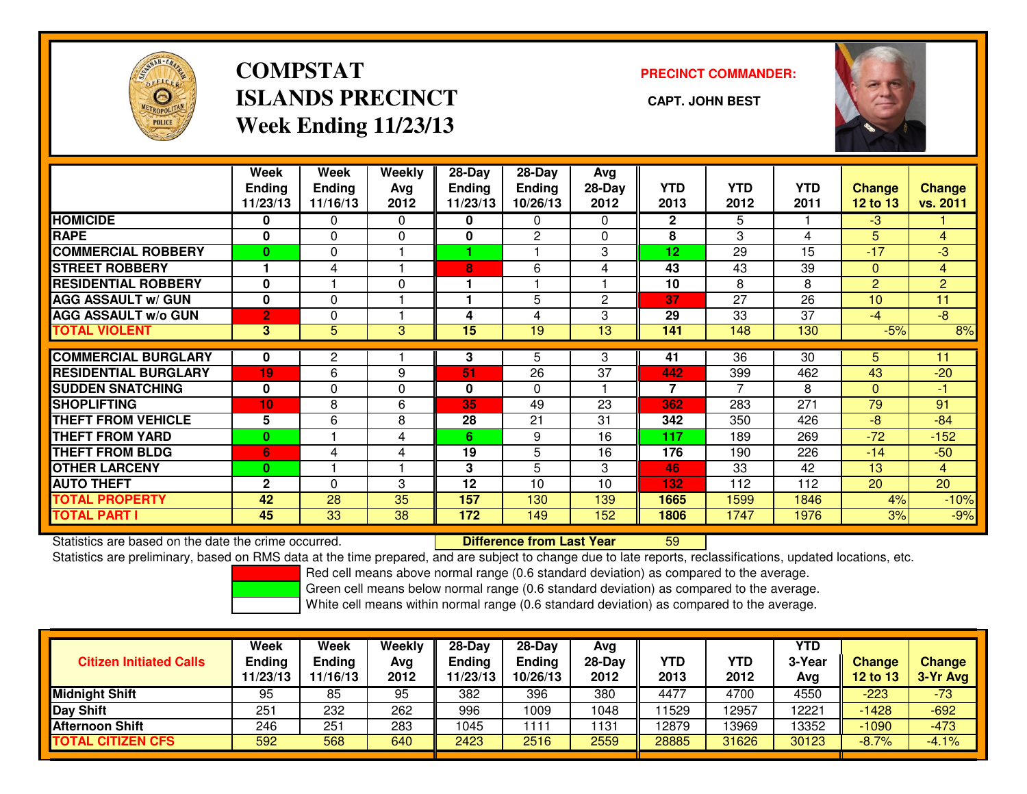# COMPSTAT
# ISLANDS PRECINCT
# Week Ending 11/23/13

**PRECINCT COMMANDER:**

**CAPT. JOHN BEST**

| | Week Ending 11/23/13 | Week Ending 11/16/13 | Weekly Avg 2012 | 28-Day Ending 11/23/13 | 28-Day Ending 10/26/13 | Avg 28-Day 2012 | YTD 2013 | YTD 2012 | YTD 2011 | Change 12 to 13 | Change vs. 2011 |
|---|---|---|---|---|---|---|---|---|---|---|---|
| **HOMICIDE** | 0 | 0 | 0 | 0 | 0 | 0 | 2 | 5 | 1 | -3 | 1 |
| **RAPE** | 0 | 0 | 0 | 0 | 2 | 0 | 8 | 3 | 4 | 5 | 4 |
| **COMMERCIAL ROBBERY** | 0 | 0 | 1 | 1 | 1 | 3 | 12 | 29 | 15 | -17 | -3 |
| **STREET ROBBERY** | 1 | 4 | 1 | 8 | 6 | 4 | 43 | 43 | 39 | 0 | 4 |
| **RESIDENTIAL ROBBERY** | 0 | 1 | 0 | 1 | 1 | 1 | 10 | 8 | 8 | 2 | 2 |
| **AGG ASSAULT w/ GUN** | 0 | 0 | 1 | 1 | 5 | 2 | 37 | 27 | 26 | 10 | 11 |
| **AGG ASSAULT w/o GUN** | 2 | 0 | 1 | 4 | 4 | 3 | 29 | 33 | 37 | -4 | -8 |
| **TOTAL VIOLENT** | 3 | 5 | 3 | 15 | 19 | 13 | 141 | 148 | 130 | -5% | 8% |
| **COMMERCIAL BURGLARY** | 0 | 2 | 1 | 3 | 5 | 3 | 41 | 36 | 30 | 5 | 11 |
| **RESIDENTIAL BURGLARY** | 19 | 6 | 9 | 51 | 26 | 37 | 442 | 399 | 462 | 43 | -20 |
| **SUDDEN SNATCHING** | 0 | 0 | 0 | 0 | 0 | 1 | 7 | 7 | 8 | 0 | -1 |
| **SHOPLIFTING** | 10 | 8 | 6 | 35 | 49 | 23 | 362 | 283 | 271 | 79 | 91 |
| **THEFT FROM VEHICLE** | 5 | 6 | 8 | 28 | 21 | 31 | 342 | 350 | 426 | -8 | -84 |
| **THEFT FROM YARD** | 0 | 1 | 4 | 6 | 9 | 16 | 117 | 189 | 269 | -72 | -152 |
| **THEFT FROM BLDG** | 6 | 4 | 4 | 19 | 5 | 16 | 176 | 190 | 226 | -14 | -50 |
| **OTHER LARCENY** | 0 | 1 | 1 | 3 | 5 | 3 | 46 | 33 | 42 | 13 | 4 |
| **AUTO THEFT** | 2 | 0 | 3 | 12 | 10 | 10 | 132 | 112 | 112 | 20 | 20 |
| **TOTAL PROPERTY** | 42 | 28 | 35 | 157 | 130 | 139 | 1665 | 1599 | 1846 | 4% | -10% |
| **TOTAL PART I** | 45 | 33 | 38 | 172 | 149 | 152 | 1806 | 1747 | 1976 | 3% | -9% |

Statistics are based on the date the crime occurred. **Difference from Last Year** 59

Statistics are preliminary, based on RMS data at the time prepared, and are subject to change due to late reports, reclassifications, updated locations, etc.

Red cell means above normal range (0.6 standard deviation) as compared to the average.

Green cell means below normal range (0.6 standard deviation) as compared to the average.

White cell means within normal range (0.6 standard deviation) as compared to the average.

| Citizen Initiated Calls | Week Ending 11/23/13 | Week Ending 11/16/13 | Weekly Avg 2012 | 28-Day Ending 11/23/13 | 28-Day Ending 10/26/13 | Avg 28-Day 2012 | YTD 2013 | YTD 2012 | YTD 3-Year Avg | Change 12 to 13 | Change 3-Yr Avg |
|---|---|---|---|---|---|---|---|---|---|---|---|
| **Midnight Shift** | 95 | 85 | 95 | 382 | 396 | 380 | 4477 | 4700 | 4550 | -223 | -73 |
| **Day Shift** | 251 | 232 | 262 | 996 | 1009 | 1048 | 11529 | 12957 | 12221 | -1428 | -692 |
| **Afternoon Shift** | 246 | 251 | 283 | 1045 | 1111 | 1131 | 12879 | 13969 | 13352 | -1090 | -473 |
| **TOTAL CITIZEN CFS** | 592 | 568 | 640 | 2423 | 2516 | 2559 | 28885 | 31626 | 30123 | -8.7% | -4.1% |